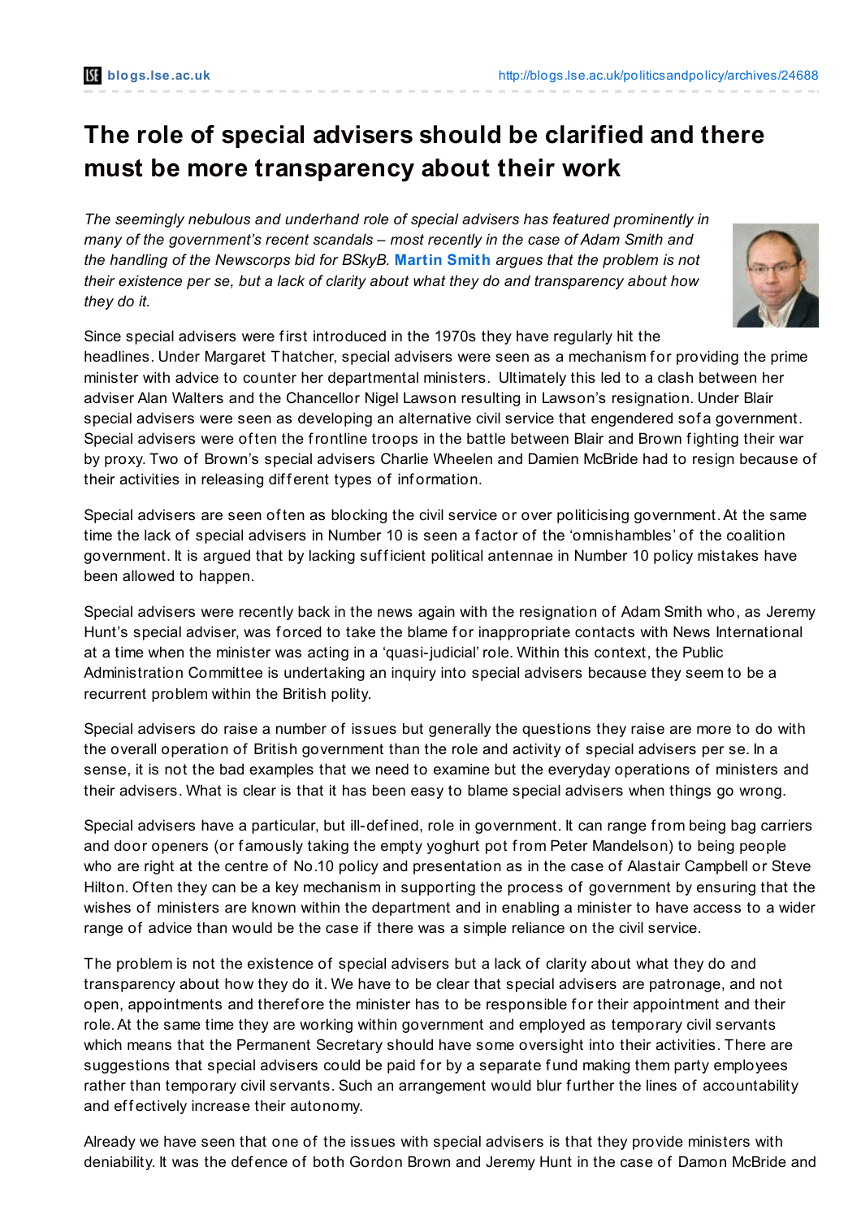# The role of special advisers should be clarified and there must be more transparency about their work

*The seemingly nebulous and underhand role of special advisers has featured prominently in many of the government's recent scandals – most recently in the case of Adam Smith and the handling of the Newscorps bid for BSkyB.* **Martin Smith** *argues that the problem is not their existence per se, but a lack of clarity about what they do and transparency about how they do it.*

Since special advisers were first introduced in the 1970s they have regularly hit the headlines. Under Margaret Thatcher, special advisers were seen as a mechanism for providing the prime minister with advice to counter her departmental ministers. Ultimately this led to a clash between her adviser Alan Walters and the Chancellor Nigel Lawson resulting in Lawson's resignation. Under Blair special advisers were seen as developing an alternative civil service that engendered sofa government. Special advisers were often the frontline troops in the battle between Blair and Brown fighting their war by proxy. Two of Brown's special advisers Charlie Wheelen and Damien McBride had to resign because of their activities in releasing different types of information.

Special advisers are seen often as blocking the civil service or over politicising government. At the same time the lack of special advisers in Number 10 is seen a factor of the 'omnishambles' of the coalition government. It is argued that by lacking sufficient political antennae in Number 10 policy mistakes have been allowed to happen.

Special advisers were recently back in the news again with the resignation of Adam Smith who, as Jeremy Hunt's special adviser, was forced to take the blame for inappropriate contacts with News International at a time when the minister was acting in a 'quasi-judicial' role. Within this context, the Public Administration Committee is undertaking an inquiry into special advisers because they seem to be a recurrent problem within the British polity.

Special advisers do raise a number of issues but generally the questions they raise are more to do with the overall operation of British government than the role and activity of special advisers per se. In a sense, it is not the bad examples that we need to examine but the everyday operations of ministers and their advisers. What is clear is that it has been easy to blame special advisers when things go wrong.

Special advisers have a particular, but ill-defined, role in government. It can range from being bag carriers and door openers (or famously taking the empty yoghurt pot from Peter Mandelson) to being people who are right at the centre of No.10 policy and presentation as in the case of Alastair Campbell or Steve Hilton. Often they can be a key mechanism in supporting the process of government by ensuring that the wishes of ministers are known within the department and in enabling a minister to have access to a wider range of advice than would be the case if there was a simple reliance on the civil service.

The problem is not the existence of special advisers but a lack of clarity about what they do and transparency about how they do it. We have to be clear that special advisers are patronage, and not open, appointments and therefore the minister has to be responsible for their appointment and their role. At the same time they are working within government and employed as temporary civil servants which means that the Permanent Secretary should have some oversight into their activities. There are suggestions that special advisers could be paid for by a separate fund making them party employees rather than temporary civil servants. Such an arrangement would blur further the lines of accountability and effectively increase their autonomy.

Already we have seen that one of the issues with special advisers is that they provide ministers with deniability. It was the defence of both Gordon Brown and Jeremy Hunt in the case of Damon McBride and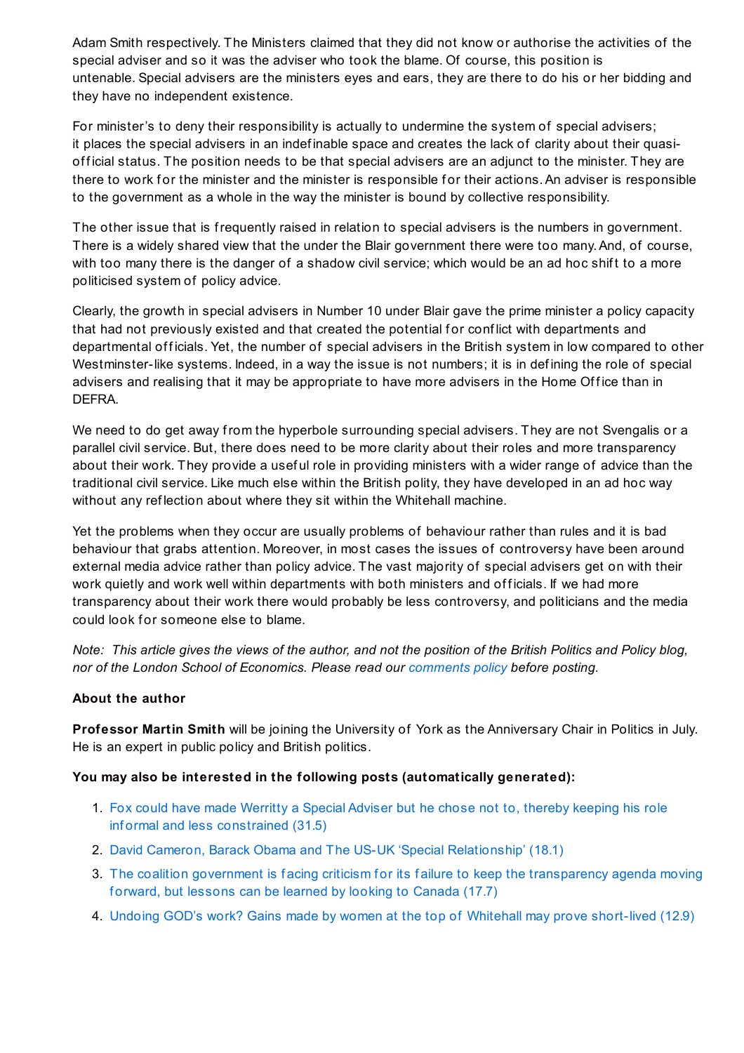Adam Smith respectively. The Ministers claimed that they did not know or authorise the activities of the special adviser and so it was the adviser who took the blame. Of course, this position is untenable. Special advisers are the ministers eyes and ears, they are there to do his or her bidding and they have no independent existence.

For minister's to deny their responsibility is actually to undermine the system of special advisers; it places the special advisers in an indefinable space and creates the lack of clarity about their quasi-official status. The position needs to be that special advisers are an adjunct to the minister. They are there to work for the minister and the minister is responsible for their actions. An adviser is responsible to the government as a whole in the way the minister is bound by collective responsibility.

The other issue that is frequently raised in relation to special advisers is the numbers in government. There is a widely shared view that the under the Blair government there were too many. And, of course, with too many there is the danger of a shadow civil service; which would be an ad hoc shift to a more politicised system of policy advice.

Clearly, the growth in special advisers in Number 10 under Blair gave the prime minister a policy capacity that had not previously existed and that created the potential for conflict with departments and departmental officials. Yet, the number of special advisers in the British system in low compared to other Westminster-like systems. Indeed, in a way the issue is not numbers; it is in defining the role of special advisers and realising that it may be appropriate to have more advisers in the Home Office than in DEFRA.

We need to do get away from the hyperbole surrounding special advisers. They are not Svengalis or a parallel civil service. But, there does need to be more clarity about their roles and more transparency about their work. They provide a useful role in providing ministers with a wider range of advice than the traditional civil service. Like much else within the British polity, they have developed in an ad hoc way without any reflection about where they sit within the Whitehall machine.

Yet the problems when they occur are usually problems of behaviour rather than rules and it is bad behaviour that grabs attention. Moreover, in most cases the issues of controversy have been around external media advice rather than policy advice. The vast majority of special advisers get on with their work quietly and work well within departments with both ministers and officials. If we had more transparency about their work there would probably be less controversy, and politicians and the media could look for someone else to blame.

*Note: This article gives the views of the author, and not the position of the British Politics and Policy blog, nor of the London School of Economics. Please read our comments policy before posting.*

**About the author**

**Professor Martin Smith** will be joining the University of York as the Anniversary Chair in Politics in July. He is an expert in public policy and British politics.

**You may also be interested in the following posts (automatically generated):**

1. Fox could have made Werritty a Special Adviser but he chose not to, thereby keeping his role informal and less constrained (31.5)
2. David Cameron, Barack Obama and The US-UK 'Special Relationship' (18.1)
3. The coalition government is facing criticism for its failure to keep the transparency agenda moving forward, but lessons can be learned by looking to Canada (17.7)
4. Undoing GOD's work? Gains made by women at the top of Whitehall may prove short-lived (12.9)